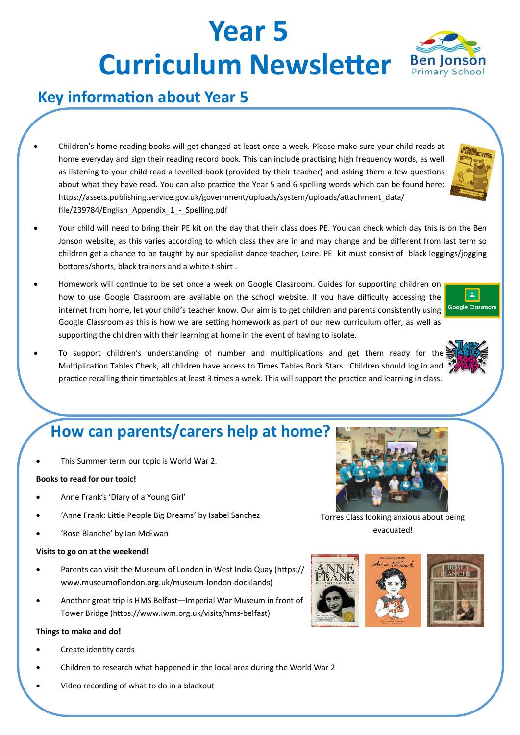# Year 5 Curriculum Newsletter

## Key information about Year 5

- Children's home reading books will get changed at least once a week. Please make sure your child reads at home everyday and sign their reading record book. This can include practising high frequency words, as well as listening to your child read a levelled book (provided by their teacher) and asking them a few questions about what they have read. You can also practice the Year 5 and 6 spelling words which can be found here: https://assets.publishing.service.gov.uk/government/uploads/system/uploads/attachment_data/file/239784/English_Appendix_1_-_Spelling.pdf
- Your child will need to bring their PE kit on the day that their class does PE. You can check which day this is on the Ben Jonson website, as this varies according to which class they are in and may change and be different from last term so children get a chance to be taught by our specialist dance teacher, Leire. PE kit must consist of black leggings/jogging bottoms/shorts, black trainers and a white t-shirt .
- Homework will continue to be set once a week on Google Classroom. Guides for supporting children on how to use Google Classroom are available on the school website. If you have difficulty accessing the internet from home, let your child's teacher know. Our aim is to get children and parents consistently using Google Classroom as this is how we are setting homework as part of our new curriculum offer, as well as supporting the children with their learning at home in the event of having to isolate.
- To support children's understanding of number and multiplications and get them ready for the Multiplication Tables Check, all children have access to Times Tables Rock Stars. Children should log in and practice recalling their timetables at least 3 times a week. This will support the practice and learning in class.

## How can parents/carers help at home?

- This Summer term our topic is World War 2.

**Books to read for our topic!**

- Anne Frank's 'Diary of a Young Girl'
- 'Anne Frank: Little People Big Dreams' by Isabel Sanchez
- 'Rose Blanche' by Ian McEwan

**Visits to go on at the weekend!**

- Parents can visit the Museum of London in West India Quay (https://www.museumoflondon.org.uk/museum-london-docklands)
- Another great trip is HMS Belfast—Imperial War Museum in front of Tower Bridge (https://www.iwm.org.uk/visits/hms-belfast)

**Things to make and do!**

- Create identity cards
- Children to research what happened in the local area during the World War 2
- Video recording of what to do in a blackout

Torres Class looking anxious about being evacuated!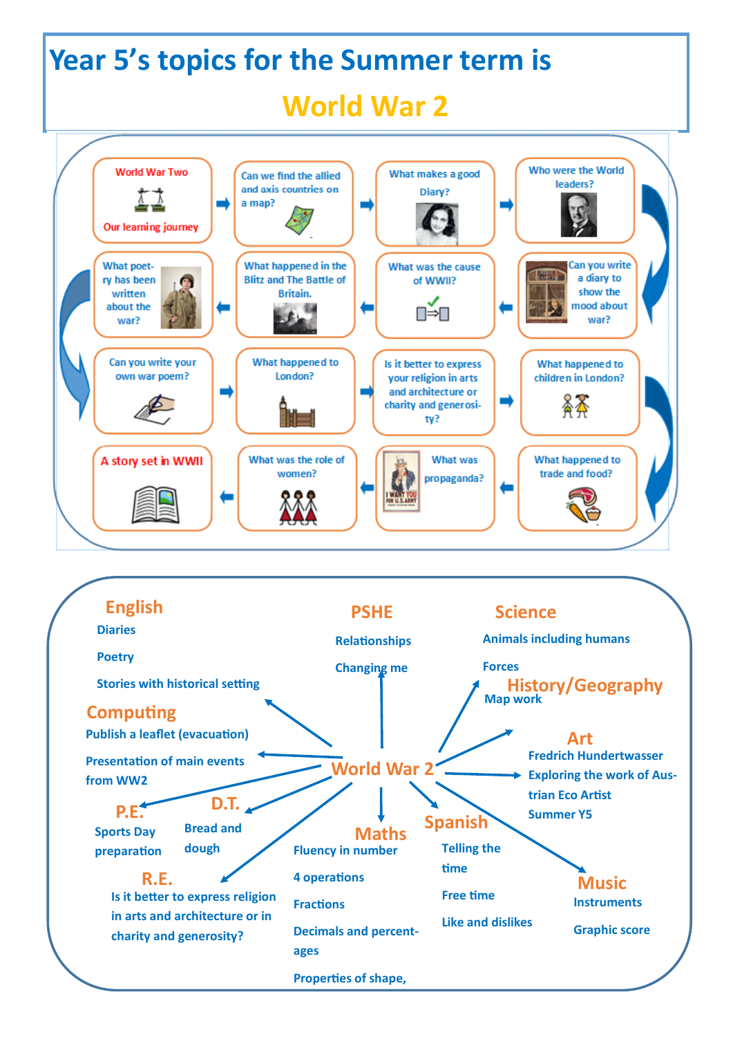# Year 5's topics for the Summer term is

## World War 2

World War Two — Our learning journey

Can we find the allied and axis countries on a map?

What makes a good Diary?

Who were the World leaders?

Can you write a diary to show the mood about war?

What was the cause of WWII?

What happened in the Blitz and The Battle of Britain.

What poetry has been written about the war?

Can you write your own war poem?

What happened to London?

Is it better to express your religion in arts and architecture or charity and generosity?

What happened to children in London?

What happened to trade and food?

What was propaganda?

What was the role of women?

A story set in WWII

## World War 2

### English
Diaries

Poetry

Stories with historical setting

### PSHE
Relationships

Changing me

### Science
Animals including humans

Forces

### History/Geography
Map work

### Computing
Publish a leaflet (evacuation)

Presentation of main events from WW2

### Art
Fredrich Hundertwasser

Exploring the work of Austrian Eco Artist

Summer Y5

### P.E.
Sports Day preparation

### D.T.
Bread and dough

### R.E.
Is it better to express religion in arts and architecture or in charity and generosity?

### Maths
Fluency in number

4 operations

Fractions

Decimals and percentages

Properties of shape,

### Spanish
Telling the time

Free time

Like and dislikes

### Music
Instruments

Graphic score